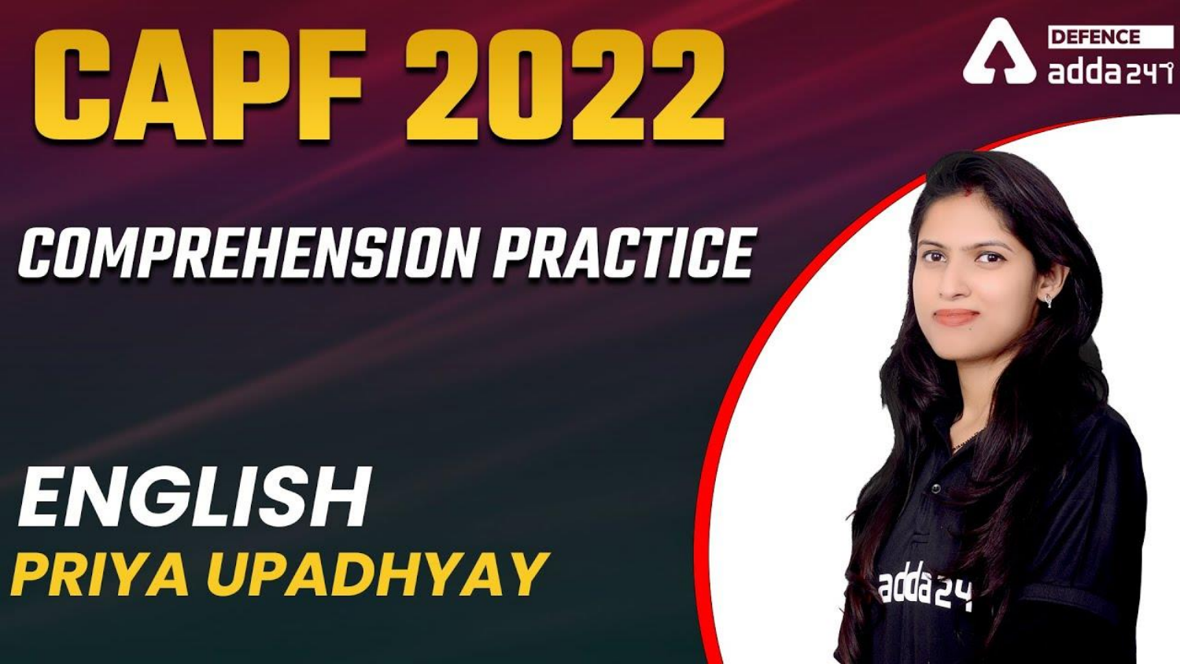# CAPF 2022

DEFENCE adda247

## COMPREHENSION PRACTICE

## ENGLISH

**PRIYA UPADHYAY**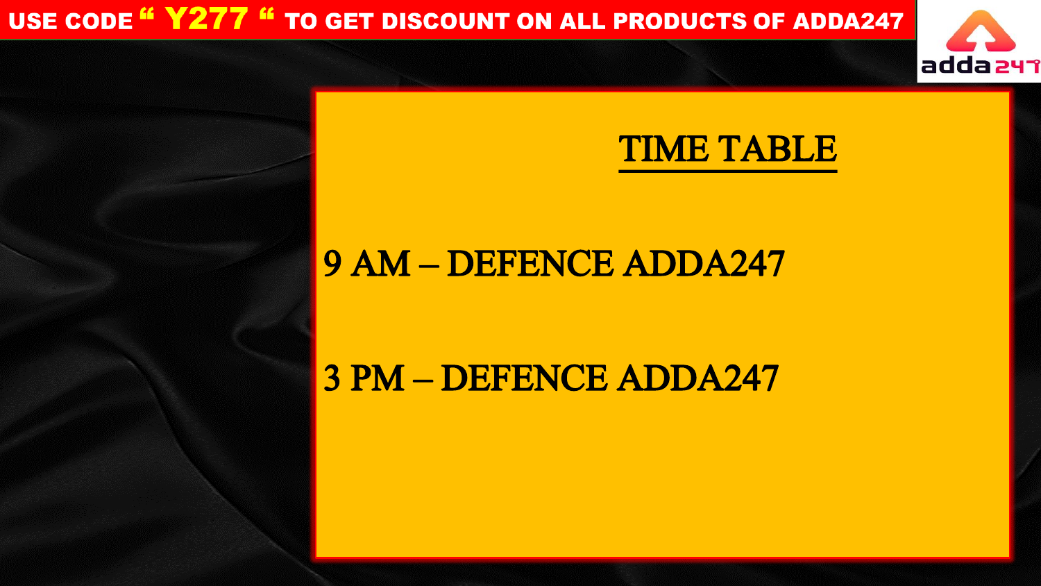USE CODE " Y277 " TO GET DISCOUNT ON ALL PRODUCTS OF ADDA247

# TIME TABLE

9 AM – DEFENCE ADDA247

3 PM – DEFENCE ADDA247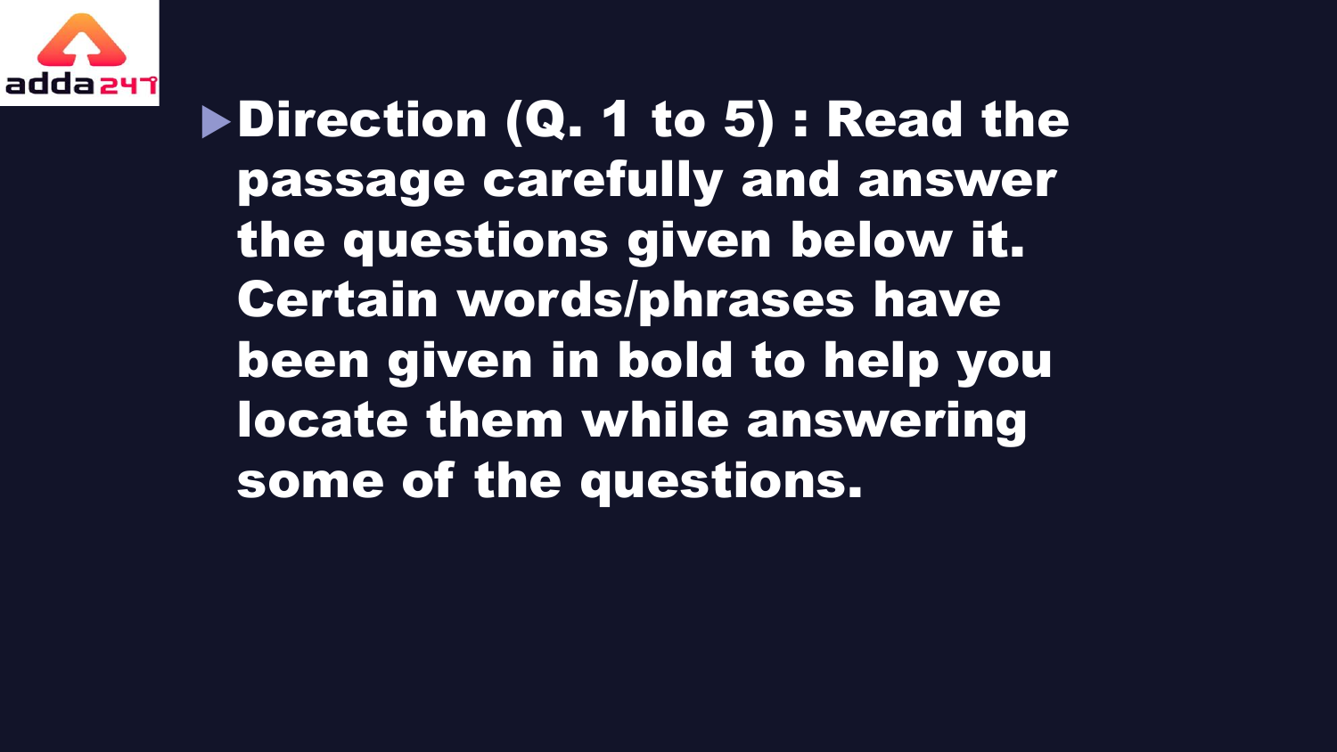- **Direction (Q. 1 to 5) : Read the passage carefully and answer the questions given below it. Certain words/phrases have been given in bold to help you locate them while answering some of the questions.**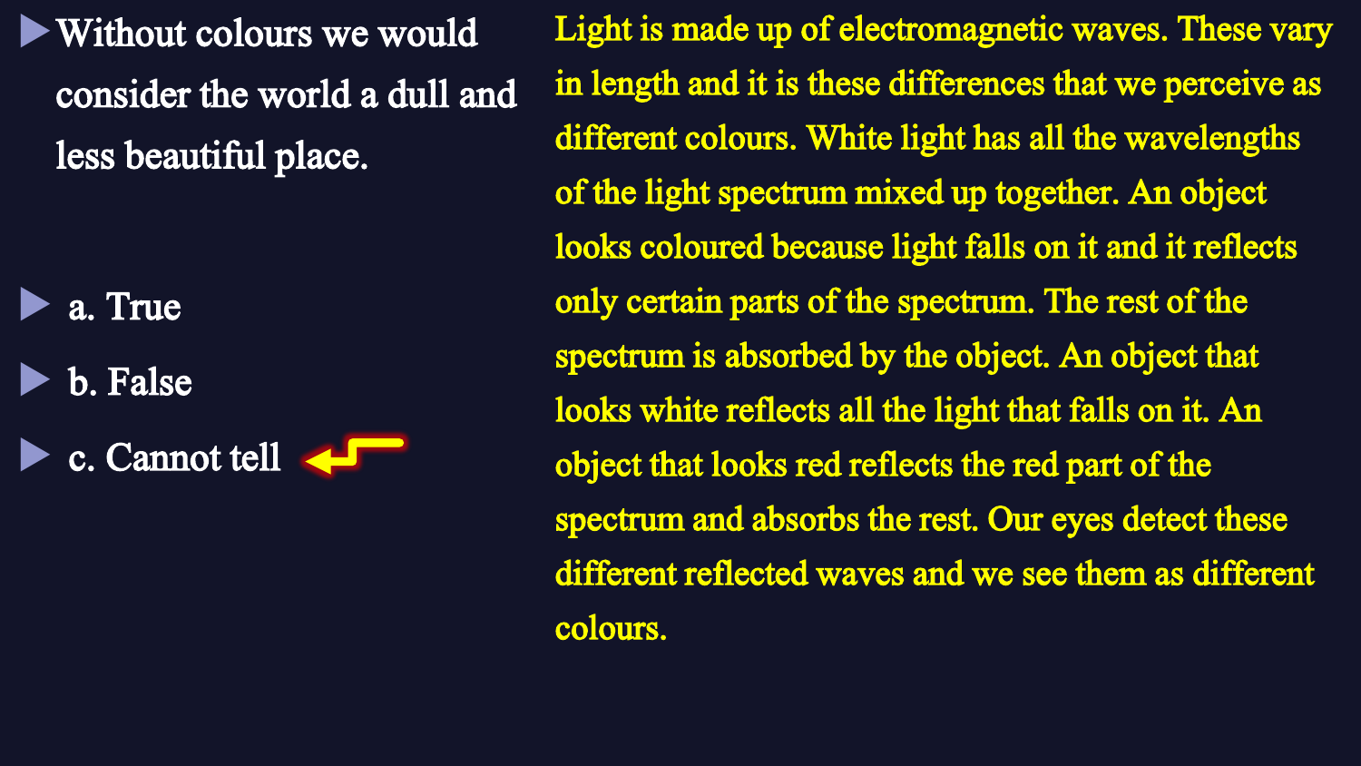- Without colours we would consider the world a dull and less beautiful place.

- a. True
- b. False
- c. Cannot tell

Light is made up of electromagnetic waves. These vary in length and it is these differences that we perceive as different colours. White light has all the wavelengths of the light spectrum mixed up together. An object looks coloured because light falls on it and it reflects only certain parts of the spectrum. The rest of the spectrum is absorbed by the object. An object that looks white reflects all the light that falls on it. An object that looks red reflects the red part of the spectrum and absorbs the rest. Our eyes detect these different reflected waves and we see them as different colours.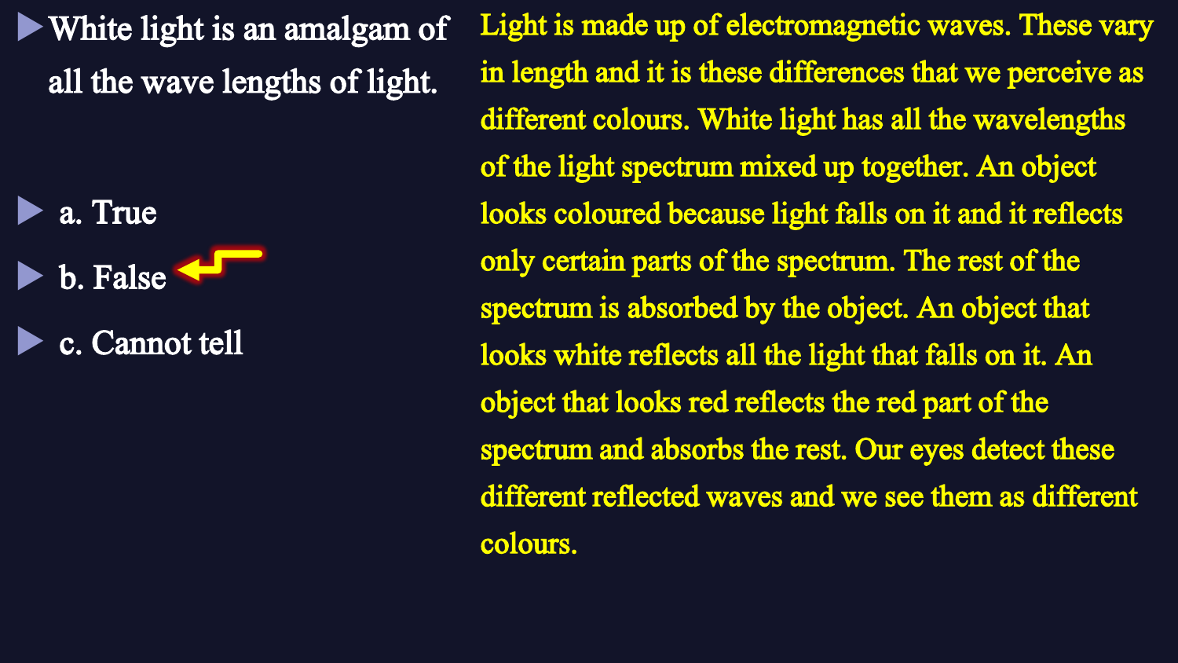- White light is an amalgam of all the wave lengths of light.

- a. True
- b. False
- c. Cannot tell

Light is made up of electromagnetic waves. These vary in length and it is these differences that we perceive as different colours. White light has all the wavelengths of the light spectrum mixed up together. An object looks coloured because light falls on it and it reflects only certain parts of the spectrum. The rest of the spectrum is absorbed by the object. An object that looks white reflects all the light that falls on it. An object that looks red reflects the red part of the spectrum and absorbs the rest. Our eyes detect these different reflected waves and we see them as different colours.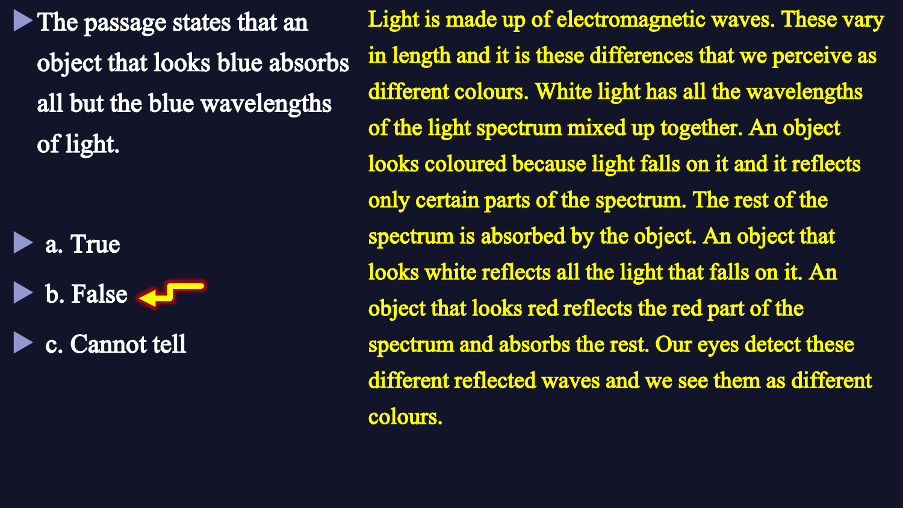- The passage states that an object that looks blue absorbs all but the blue wavelengths of light.

- a. True
- b. False
- c. Cannot tell

Light is made up of electromagnetic waves. These vary in length and it is these differences that we perceive as different colours. White light has all the wavelengths of the light spectrum mixed up together. An object looks coloured because light falls on it and it reflects only certain parts of the spectrum. The rest of the spectrum is absorbed by the object. An object that looks white reflects all the light that falls on it. An object that looks red reflects the red part of the spectrum and absorbs the rest. Our eyes detect these different reflected waves and we see them as different colours.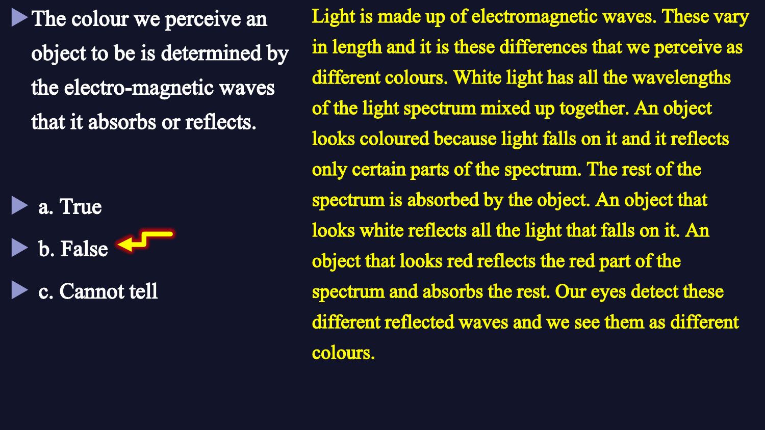- The colour we perceive an object to be is determined by the electro-magnetic waves that it absorbs or reflects.

- a. True
- b. False
- c. Cannot tell

Light is made up of electromagnetic waves. These vary in length and it is these differences that we perceive as different colours. White light has all the wavelengths of the light spectrum mixed up together. An object looks coloured because light falls on it and it reflects only certain parts of the spectrum. The rest of the spectrum is absorbed by the object. An object that looks white reflects all the light that falls on it. An object that looks red reflects the red part of the spectrum and absorbs the rest. Our eyes detect these different reflected waves and we see them as different colours.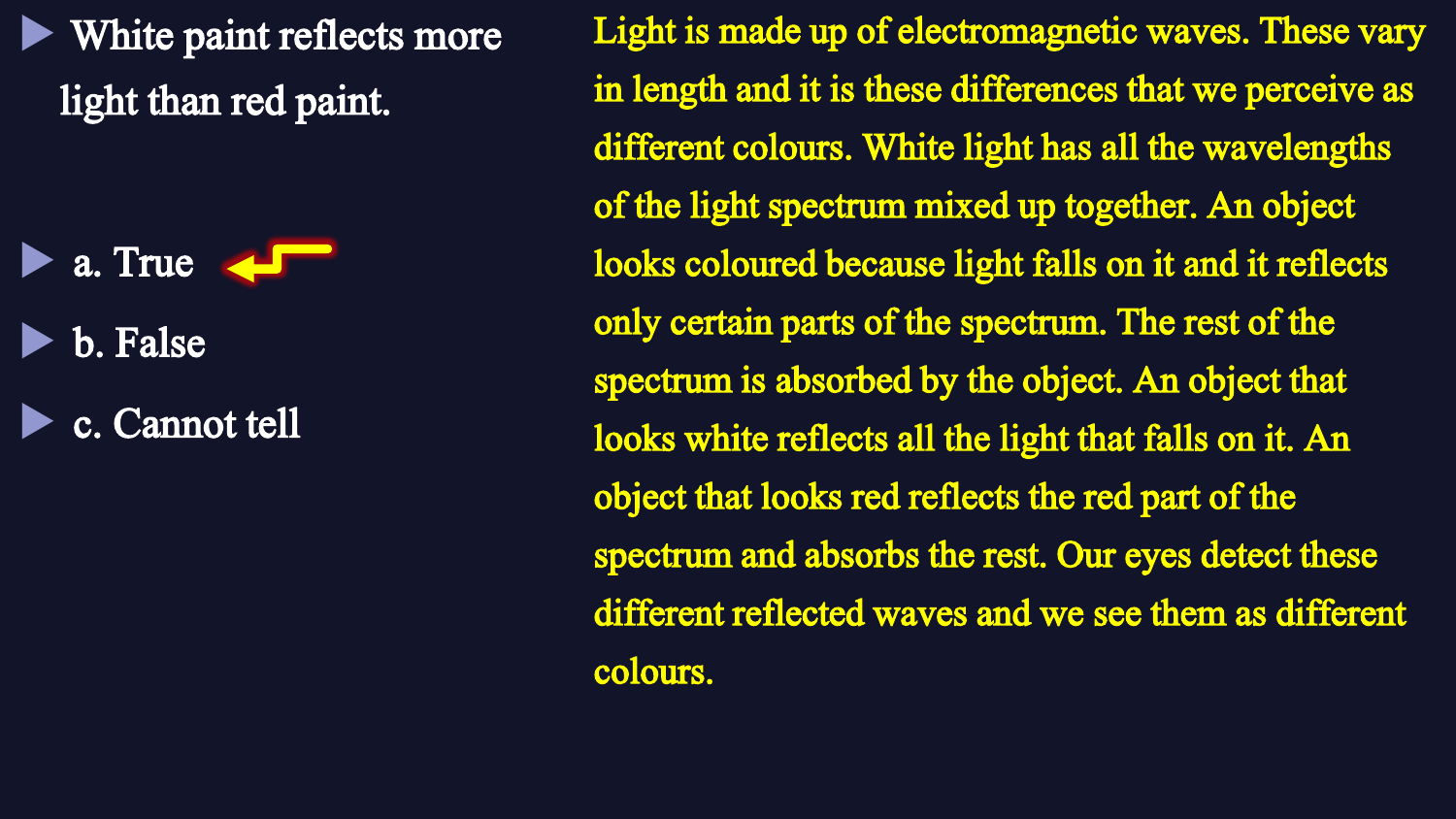- White paint reflects more light than red paint.

- a. True
- b. False
- c. Cannot tell

Light is made up of electromagnetic waves. These vary in length and it is these differences that we perceive as different colours. White light has all the wavelengths of the light spectrum mixed up together. An object looks coloured because light falls on it and it reflects only certain parts of the spectrum. The rest of the spectrum is absorbed by the object. An object that looks white reflects all the light that falls on it. An object that looks red reflects the red part of the spectrum and absorbs the rest. Our eyes detect these different reflected waves and we see them as different colours.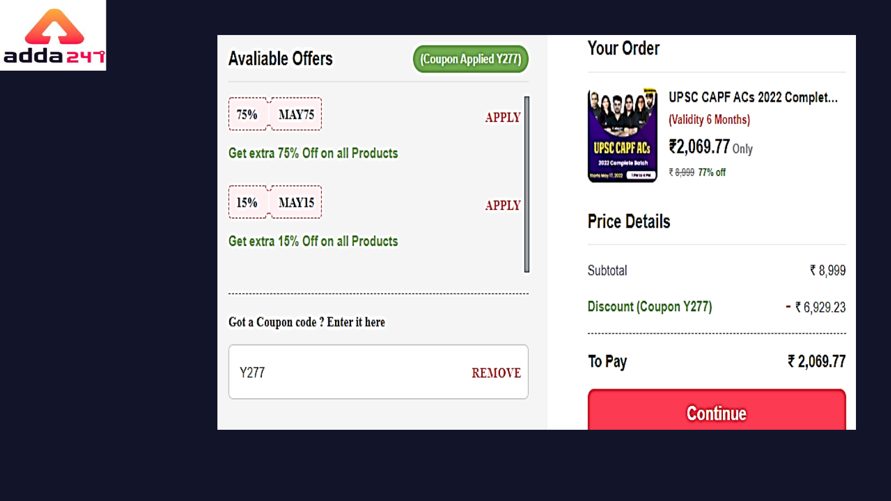adda247

## Avaliable Offers

(Coupon Applied Y277)

75% MAY75 APPLY

Get extra 75% Off on all Products

15% MAY15 APPLY

Get extra 15% Off on all Products

Got a Coupon code ? Enter it here

Y277 REMOVE

## Your Order

UPSC CAPF ACs 2022 Complet...

(Validity 6 Months)

₹2,069.77 Only

~~₹ 8,999~~ 77% off

## Price Details

| | |
|---|---|
| Subtotal | ₹ 8,999 |
| Discount (Coupon Y277) | - ₹ 6,929.23 |
| **To Pay** | **₹ 2,069.77** |

Continue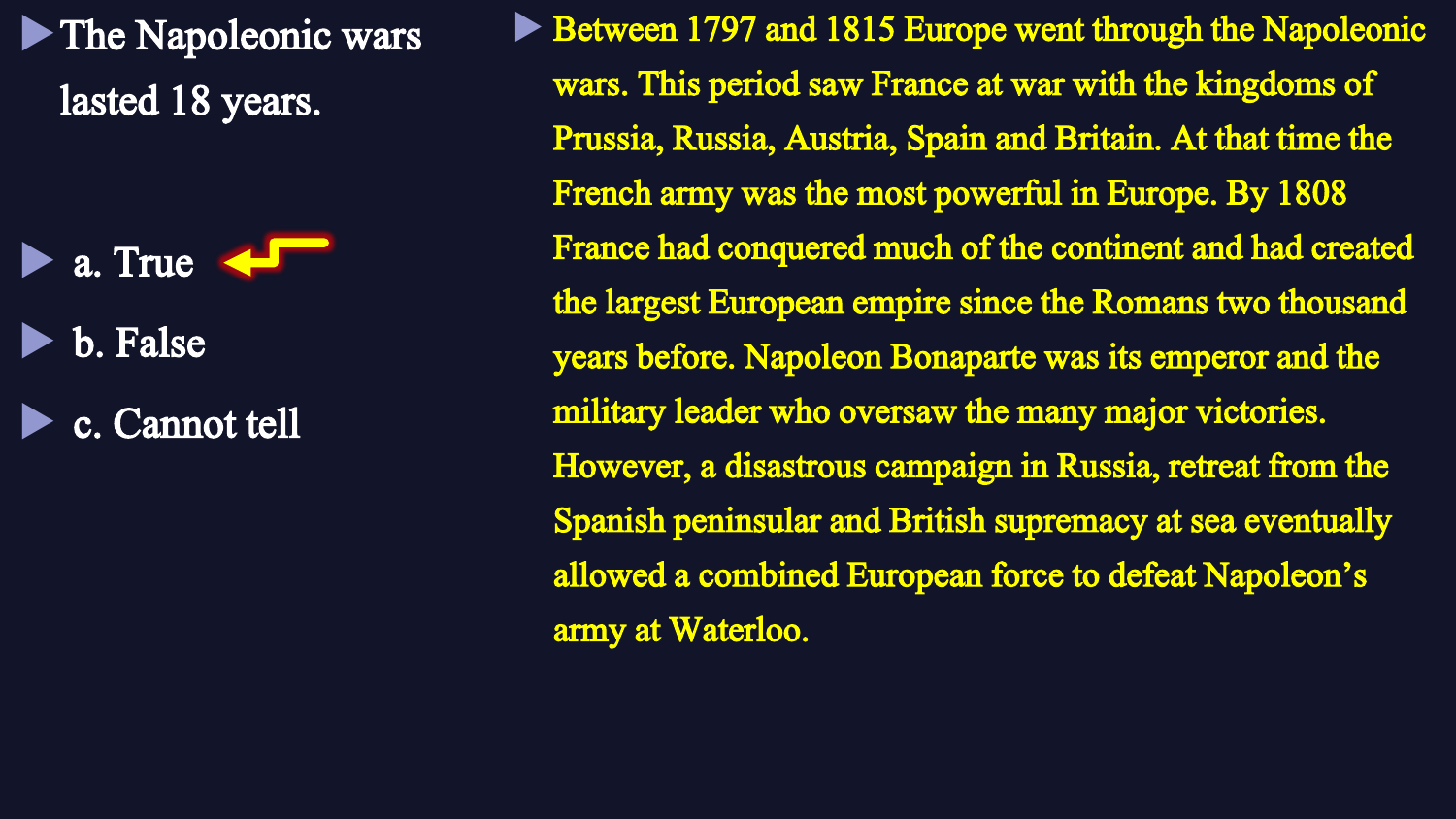- The Napoleonic wars lasted 18 years.

- a. True
- b. False
- c. Cannot tell

- Between 1797 and 1815 Europe went through the Napoleonic wars. This period saw France at war with the kingdoms of Prussia, Russia, Austria, Spain and Britain. At that time the French army was the most powerful in Europe. By 1808 France had conquered much of the continent and had created the largest European empire since the Romans two thousand years before. Napoleon Bonaparte was its emperor and the military leader who oversaw the many major victories. However, a disastrous campaign in Russia, retreat from the Spanish peninsular and British supremacy at sea eventually allowed a combined European force to defeat Napoleon's army at Waterloo.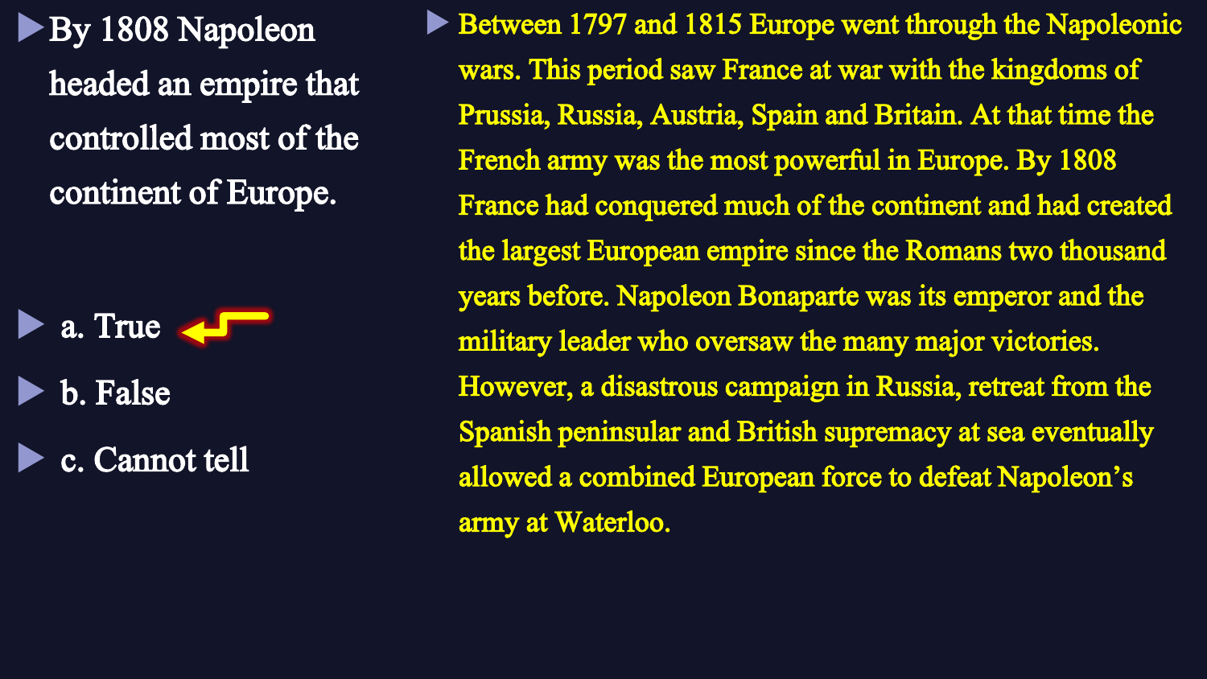- By 1808 Napoleon headed an empire that controlled most of the continent of Europe.

- a. True
- b. False
- c. Cannot tell

- Between 1797 and 1815 Europe went through the Napoleonic wars. This period saw France at war with the kingdoms of Prussia, Russia, Austria, Spain and Britain. At that time the French army was the most powerful in Europe. By 1808 France had conquered much of the continent and had created the largest European empire since the Romans two thousand years before. Napoleon Bonaparte was its emperor and the military leader who oversaw the many major victories. However, a disastrous campaign in Russia, retreat from the Spanish peninsular and British supremacy at sea eventually allowed a combined European force to defeat Napoleon's army at Waterloo.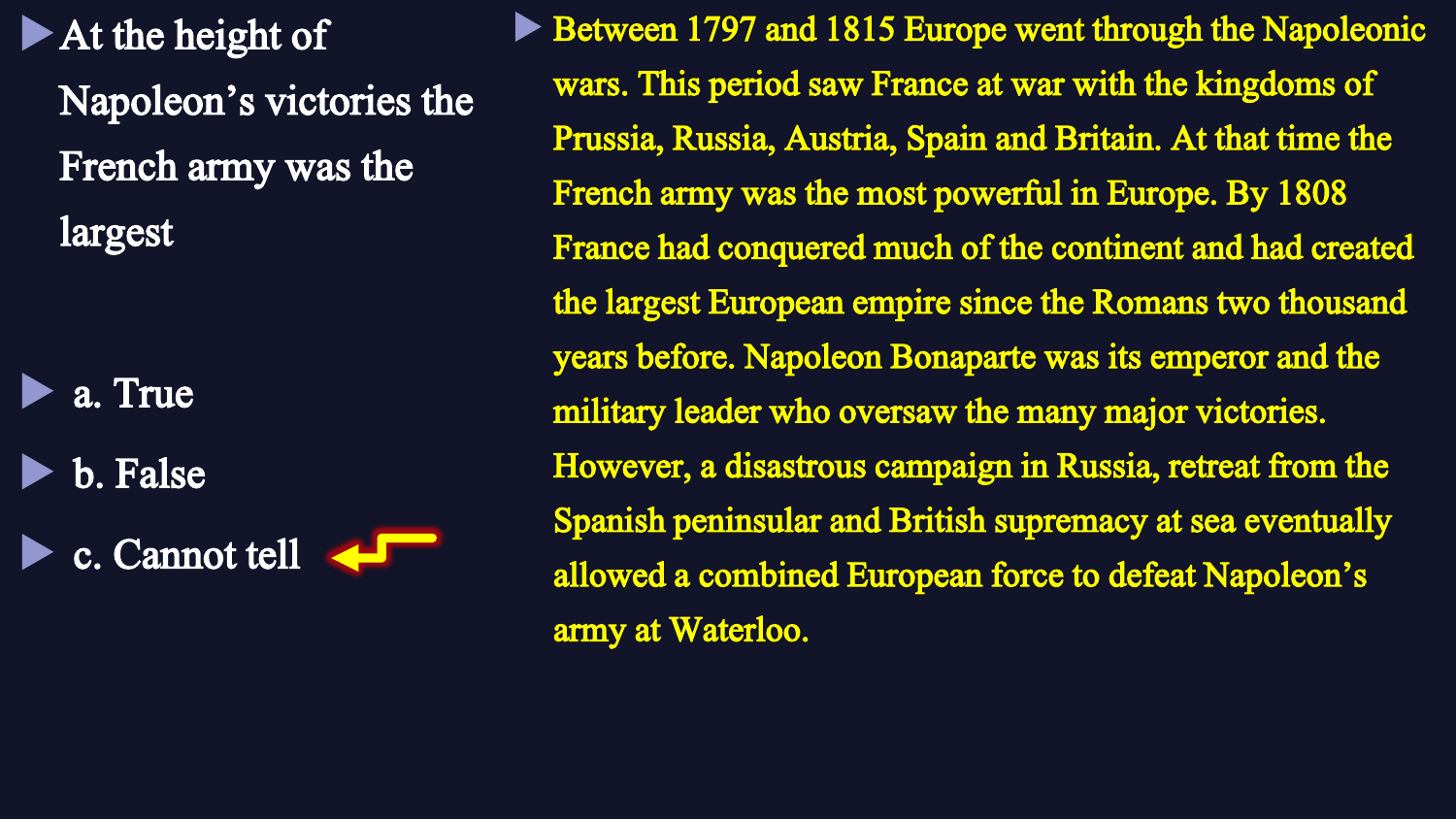- At the height of Napoleon's victories the French army was the largest

- a. True
- b. False
- c. Cannot tell

- Between 1797 and 1815 Europe went through the Napoleonic wars. This period saw France at war with the kingdoms of Prussia, Russia, Austria, Spain and Britain. At that time the French army was the most powerful in Europe. By 1808 France had conquered much of the continent and had created the largest European empire since the Romans two thousand years before. Napoleon Bonaparte was its emperor and the military leader who oversaw the many major victories. However, a disastrous campaign in Russia, retreat from the Spanish peninsular and British supremacy at sea eventually allowed a combined European force to defeat Napoleon's army at Waterloo.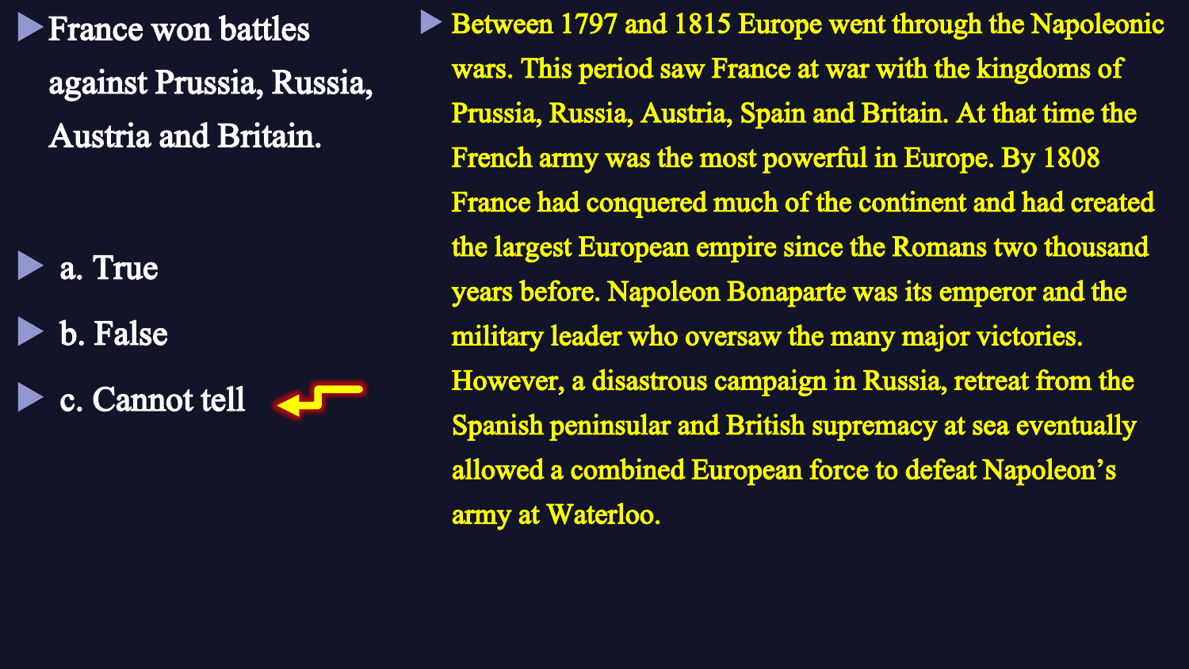- France won battles against Prussia, Russia, Austria and Britain.

- a. True
- b. False
- c. Cannot tell

- Between 1797 and 1815 Europe went through the Napoleonic wars. This period saw France at war with the kingdoms of Prussia, Russia, Austria, Spain and Britain. At that time the French army was the most powerful in Europe. By 1808 France had conquered much of the continent and had created the largest European empire since the Romans two thousand years before. Napoleon Bonaparte was its emperor and the military leader who oversaw the many major victories. However, a disastrous campaign in Russia, retreat from the Spanish peninsular and British supremacy at sea eventually allowed a combined European force to defeat Napoleon's army at Waterloo.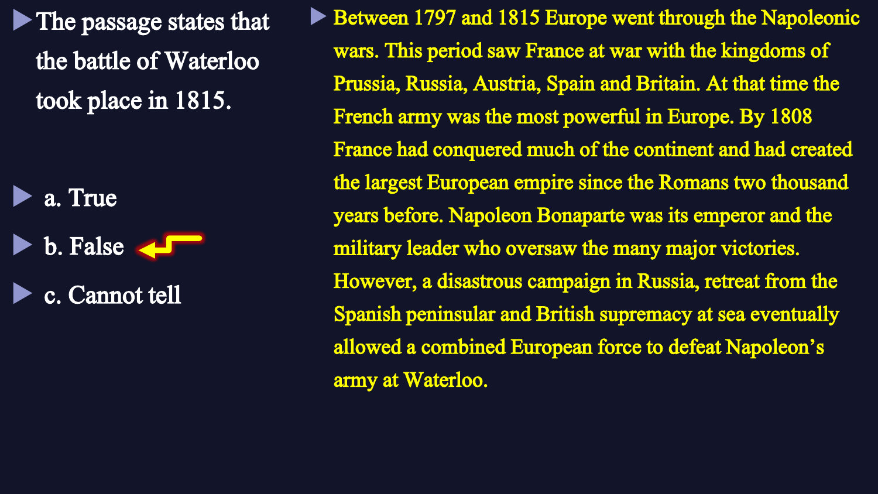- The passage states that the battle of Waterloo took place in 1815.

- a. True
- b. False
- c. Cannot tell

- Between 1797 and 1815 Europe went through the Napoleonic wars. This period saw France at war with the kingdoms of Prussia, Russia, Austria, Spain and Britain. At that time the French army was the most powerful in Europe. By 1808 France had conquered much of the continent and had created the largest European empire since the Romans two thousand years before. Napoleon Bonaparte was its emperor and the military leader who oversaw the many major victories. However, a disastrous campaign in Russia, retreat from the Spanish peninsular and British supremacy at sea eventually allowed a combined European force to defeat Napoleon's army at Waterloo.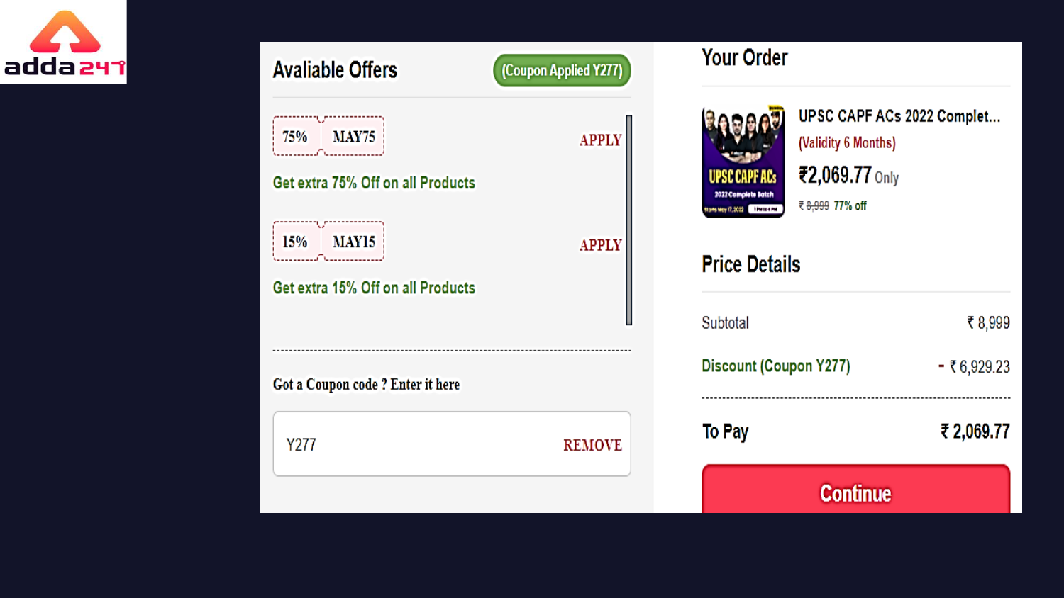adda247

## Avaliable Offers

(Coupon Applied Y277)

75% MAY75 APPLY

Get extra 75% Off on all Products

15% MAY15 APPLY

Get extra 15% Off on all Products

Got a Coupon code ? Enter it here

Y277 REMOVE

## Your Order

UPSC CAPF ACs 2022 Complet...

(Validity 6 Months)

₹2,069.77 Only

~~₹ 8,999~~ 77% off

## Price Details

| | |
|---|---|
| Subtotal | ₹ 8,999 |
| Discount (Coupon Y277) | - ₹ 6,929.23 |
| **To Pay** | **₹ 2,069.77** |

Continue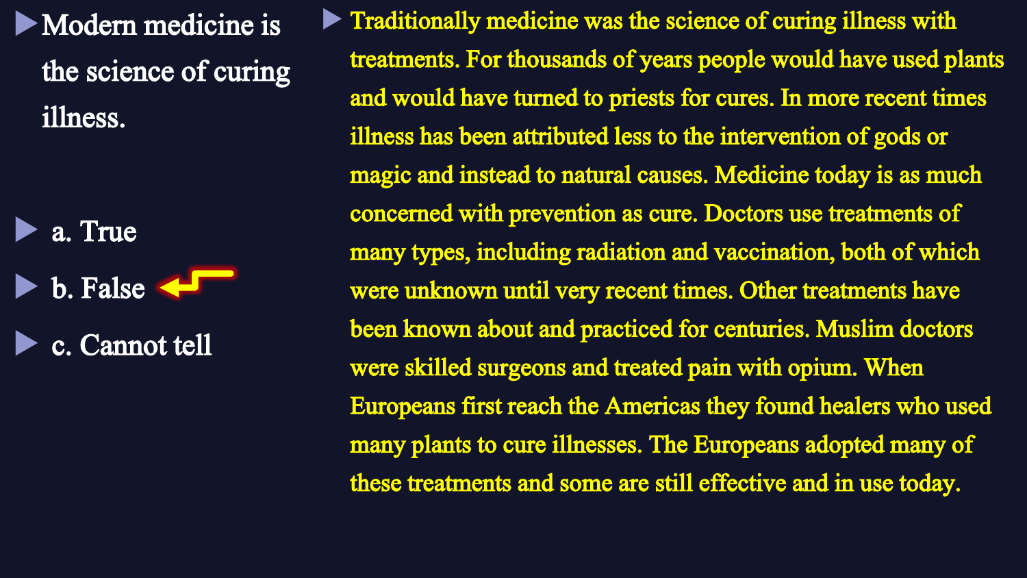- Modern medicine is the science of curing illness.

- a. True
- b. False ←
- c. Cannot tell

- Traditionally medicine was the science of curing illness with treatments. For thousands of years people would have used plants and would have turned to priests for cures. In more recent times illness has been attributed less to the intervention of gods or magic and instead to natural causes. Medicine today is as much concerned with prevention as cure. Doctors use treatments of many types, including radiation and vaccination, both of which were unknown until very recent times. Other treatments have been known about and practiced for centuries. Muslim doctors were skilled surgeons and treated pain with opium. When Europeans first reach the Americas they found healers who used many plants to cure illnesses. The Europeans adopted many of these treatments and some are still effective and in use today.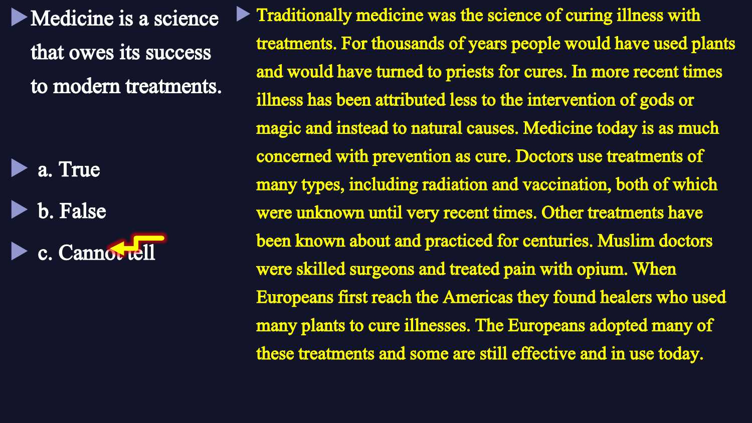- Medicine is a science that owes its success to modern treatments.

- a. True
- b. False
- c. Cannot tell

- Traditionally medicine was the science of curing illness with treatments. For thousands of years people would have used plants and would have turned to priests for cures. In more recent times illness has been attributed less to the intervention of gods or magic and instead to natural causes. Medicine today is as much concerned with prevention as cure. Doctors use treatments of many types, including radiation and vaccination, both of which were unknown until very recent times. Other treatments have been known about and practiced for centuries. Muslim doctors were skilled surgeons and treated pain with opium. When Europeans first reach the Americas they found healers who used many plants to cure illnesses. The Europeans adopted many of these treatments and some are still effective and in use today.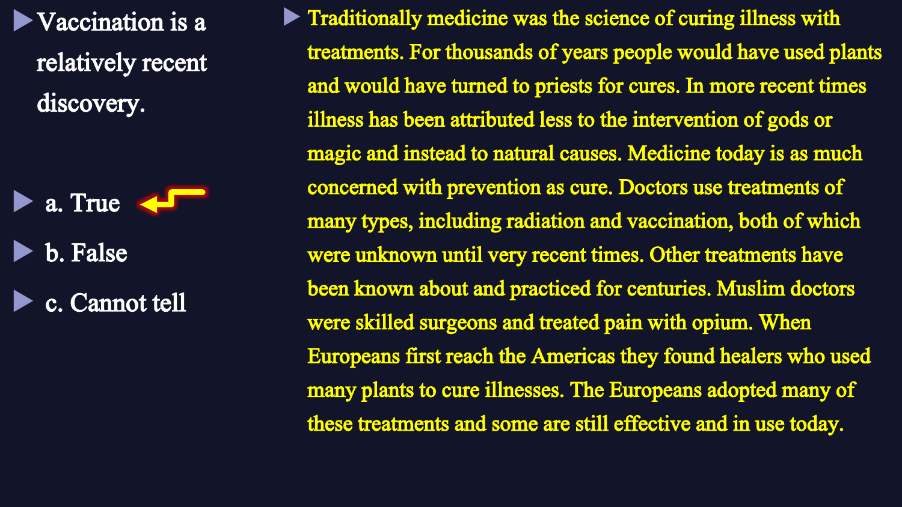- Vaccination is a relatively recent discovery.

- a. True
- b. False
- c. Cannot tell

- Traditionally medicine was the science of curing illness with treatments. For thousands of years people would have used plants and would have turned to priests for cures. In more recent times illness has been attributed less to the intervention of gods or magic and instead to natural causes. Medicine today is as much concerned with prevention as cure. Doctors use treatments of many types, including radiation and vaccination, both of which were unknown until very recent times. Other treatments have been known about and practiced for centuries. Muslim doctors were skilled surgeons and treated pain with opium. When Europeans first reach the Americas they found healers who used many plants to cure illnesses. The Europeans adopted many of these treatments and some are still effective and in use today.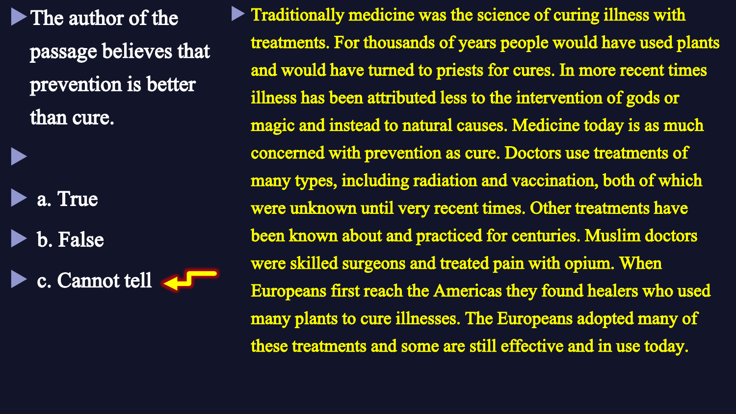- The author of the passage believes that prevention is better than cure.
- 
- a. True
- b. False
- c. Cannot tell

- Traditionally medicine was the science of curing illness with treatments. For thousands of years people would have used plants and would have turned to priests for cures. In more recent times illness has been attributed less to the intervention of gods or magic and instead to natural causes. Medicine today is as much concerned with prevention as cure. Doctors use treatments of many types, including radiation and vaccination, both of which were unknown until very recent times. Other treatments have been known about and practiced for centuries. Muslim doctors were skilled surgeons and treated pain with opium. When Europeans first reach the Americas they found healers who used many plants to cure illnesses. The Europeans adopted many of these treatments and some are still effective and in use today.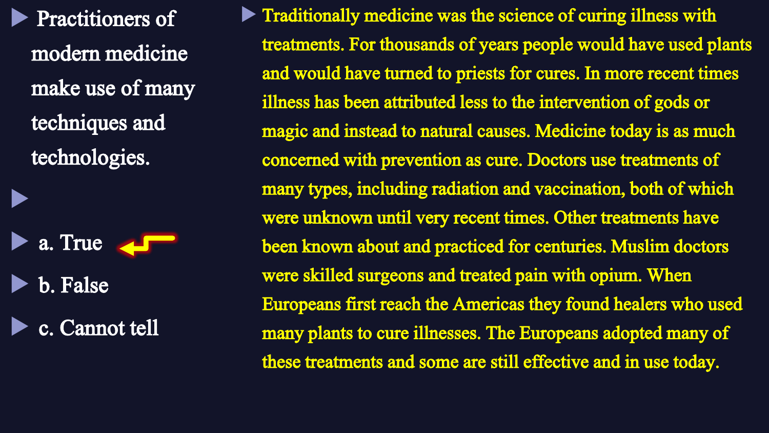- Practitioners of modern medicine make use of many techniques and technologies.

- a. True
- b. False
- c. Cannot tell

- Traditionally medicine was the science of curing illness with treatments. For thousands of years people would have used plants and would have turned to priests for cures. In more recent times illness has been attributed less to the intervention of gods or magic and instead to natural causes. Medicine today is as much concerned with prevention as cure. Doctors use treatments of many types, including radiation and vaccination, both of which were unknown until very recent times. Other treatments have been known about and practiced for centuries. Muslim doctors were skilled surgeons and treated pain with opium. When Europeans first reach the Americas they found healers who used many plants to cure illnesses. The Europeans adopted many of these treatments and some are still effective and in use today.